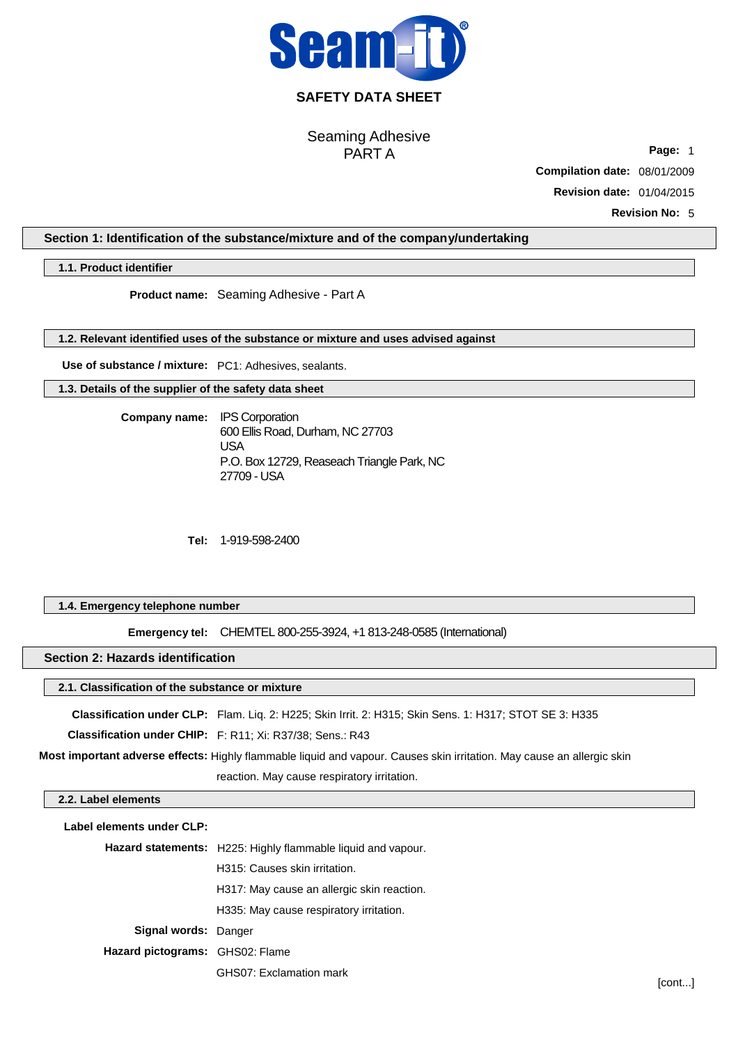# SAFETY DATA SHEET

## Seaming Adhesive
## PART A

**Compilation date:** 08/01/2009

**Revision date:** 01/04/2015

**Revision No:** 5

## Section 1: Identification of the substance/mixture and of the company/undertaking

### 1.1. Product identifier

**Product name:** Seaming Adhesive - Part A

### 1.2. Relevant identified uses of the substance or mixture and uses advised against

**Use of substance / mixture:** PC1: Adhesives, sealants.

### 1.3. Details of the supplier of the safety data sheet

**Company name:** IPS Corporation
600 Ellis Road, Durham, NC 27703
USA
P.O. Box 12729, Reaseach Triangle Park, NC
27709 - USA

**Tel:** 1-919-598-2400

### 1.4. Emergency telephone number

**Emergency tel:** CHEMTEL 800-255-3924, +1 813-248-0585 (International)

## Section 2: Hazards identification

### 2.1. Classification of the substance or mixture

**Classification under CLP:** Flam. Liq. 2: H225; Skin Irrit. 2: H315; Skin Sens. 1: H317; STOT SE 3: H335

**Classification under CHIP:** F: R11; Xi: R37/38; Sens.: R43

**Most important adverse effects:** Highly flammable liquid and vapour. Causes skin irritation. May cause an allergic skin reaction. May cause respiratory irritation.

### 2.2. Label elements

**Label elements under CLP:**

**Hazard statements:** H225: Highly flammable liquid and vapour.
H315: Causes skin irritation.
H317: May cause an allergic skin reaction.
H335: May cause respiratory irritation.

**Signal words:** Danger

**Hazard pictograms:** GHS02: Flame
GHS07: Exclamation mark

[cont...]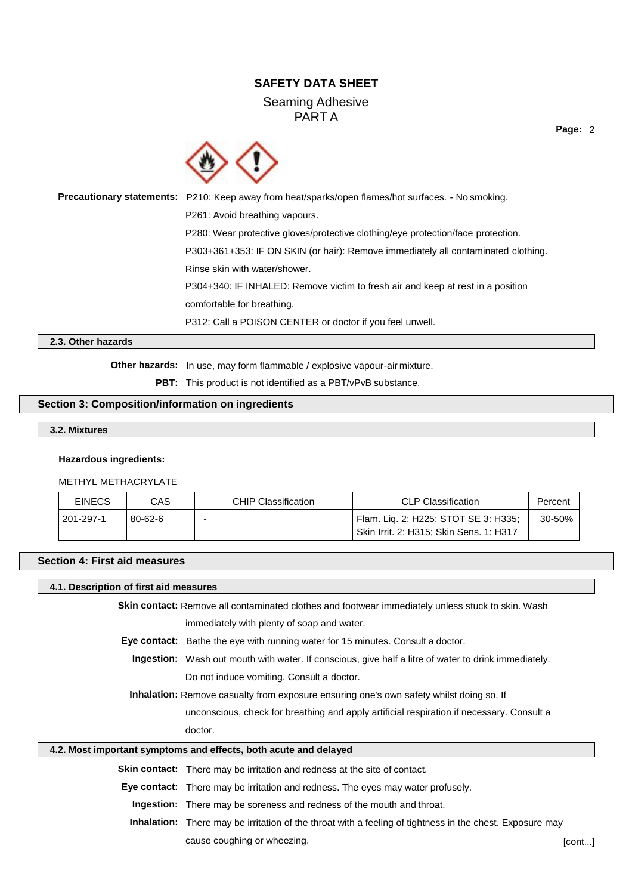**Precautionary statements:** P210: Keep away from heat/sparks/open flames/hot surfaces. - No smoking.

P261: Avoid breathing vapours.

P280: Wear protective gloves/protective clothing/eye protection/face protection.

P303+361+353: IF ON SKIN (or hair): Remove immediately all contaminated clothing. Rinse skin with water/shower.

P304+340: IF INHALED: Remove victim to fresh air and keep at rest in a position comfortable for breathing.

P312: Call a POISON CENTER or doctor if you feel unwell.

### 2.3. Other hazards

**Other hazards:** In use, may form flammable / explosive vapour-air mixture.

**PBT:** This product is not identified as a PBT/vPvB substance.

## Section 3: Composition/information on ingredients

### 3.2. Mixtures

**Hazardous ingredients:**

METHYL METHACRYLATE

| EINECS | CAS | CHIP Classification | CLP Classification | Percent |
|---|---|---|---|---|
| 201-297-1 | 80-62-6 | - | Flam. Liq. 2: H225; STOT SE 3: H335; Skin Irrit. 2: H315; Skin Sens. 1: H317 | 30-50% |

## Section 4: First aid measures

### 4.1. Description of first aid measures

**Skin contact:** Remove all contaminated clothes and footwear immediately unless stuck to skin. Wash immediately with plenty of soap and water.

**Eye contact:** Bathe the eye with running water for 15 minutes. Consult a doctor.

**Ingestion:** Wash out mouth with water. If conscious, give half a litre of water to drink immediately. Do not induce vomiting. Consult a doctor.

**Inhalation:** Remove casualty from exposure ensuring one's own safety whilst doing so. If unconscious, check for breathing and apply artificial respiration if necessary. Consult a doctor.

### 4.2. Most important symptoms and effects, both acute and delayed

**Skin contact:** There may be irritation and redness at the site of contact.

**Eye contact:** There may be irritation and redness. The eyes may water profusely.

**Ingestion:** There may be soreness and redness of the mouth and throat.

**Inhalation:** There may be irritation of the throat with a feeling of tightness in the chest. Exposure may cause coughing or wheezing.

[cont...]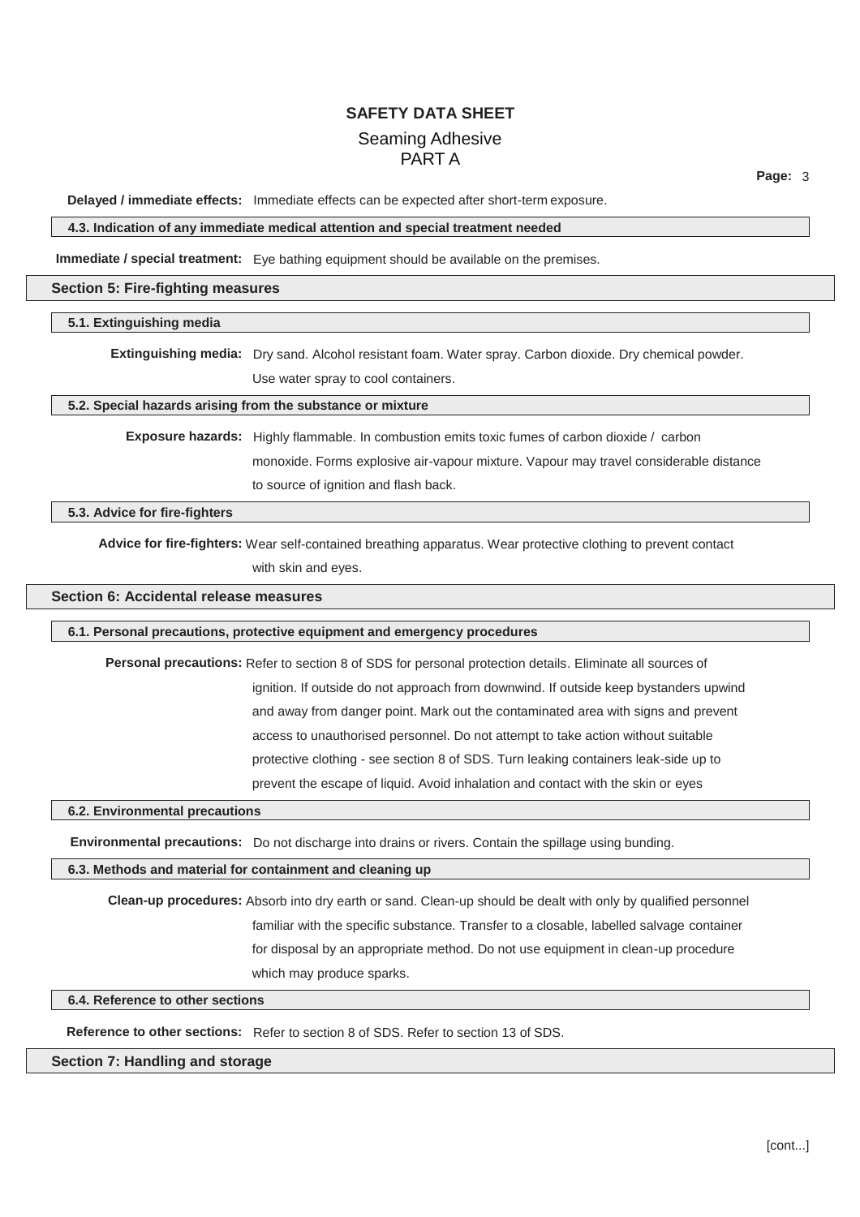**Delayed / immediate effects:** Immediate effects can be expected after short-term exposure.

### 4.3. Indication of any immediate medical attention and special treatment needed

**Immediate / special treatment:** Eye bathing equipment should be available on the premises.

## Section 5: Fire-fighting measures

### 5.1. Extinguishing media

**Extinguishing media:** Dry sand. Alcohol resistant foam. Water spray. Carbon dioxide. Dry chemical powder. Use water spray to cool containers.

### 5.2. Special hazards arising from the substance or mixture

**Exposure hazards:** Highly flammable. In combustion emits toxic fumes of carbon dioxide / carbon monoxide. Forms explosive air-vapour mixture. Vapour may travel considerable distance to source of ignition and flash back.

### 5.3. Advice for fire-fighters

**Advice for fire-fighters:** Wear self-contained breathing apparatus. Wear protective clothing to prevent contact with skin and eyes.

## Section 6: Accidental release measures

### 6.1. Personal precautions, protective equipment and emergency procedures

**Personal precautions:** Refer to section 8 of SDS for personal protection details. Eliminate all sources of ignition. If outside do not approach from downwind. If outside keep bystanders upwind and away from danger point. Mark out the contaminated area with signs and prevent access to unauthorised personnel. Do not attempt to take action without suitable protective clothing - see section 8 of SDS. Turn leaking containers leak-side up to prevent the escape of liquid. Avoid inhalation and contact with the skin or eyes

### 6.2. Environmental precautions

**Environmental precautions:** Do not discharge into drains or rivers. Contain the spillage using bunding.

### 6.3. Methods and material for containment and cleaning up

**Clean-up procedures:** Absorb into dry earth or sand. Clean-up should be dealt with only by qualified personnel familiar with the specific substance. Transfer to a closable, labelled salvage container for disposal by an appropriate method. Do not use equipment in clean-up procedure which may produce sparks.

### 6.4. Reference to other sections

**Reference to other sections:** Refer to section 8 of SDS. Refer to section 13 of SDS.

## Section 7: Handling and storage

[cont...]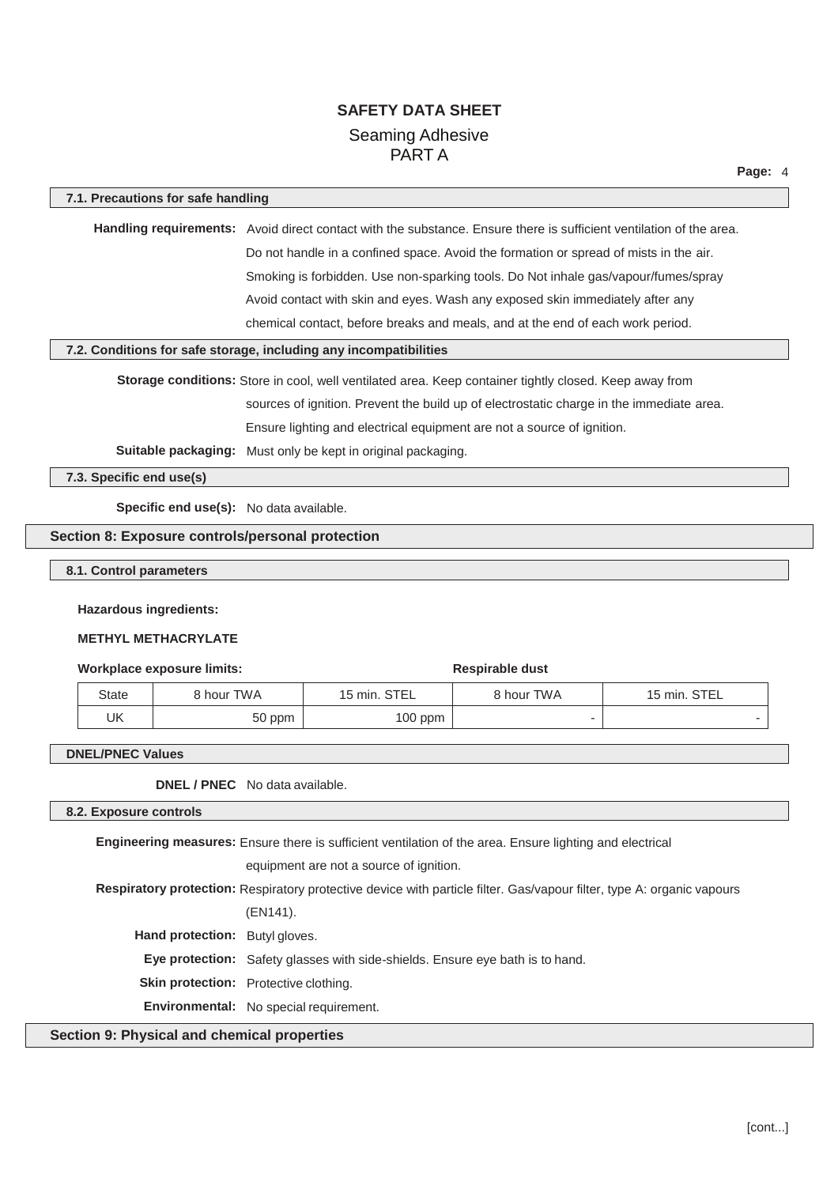#### 7.1. Precautions for safe handling

**Handling requirements:** Avoid direct contact with the substance. Ensure there is sufficient ventilation of the area. Do not handle in a confined space. Avoid the formation or spread of mists in the air. Smoking is forbidden. Use non-sparking tools. Do Not inhale gas/vapour/fumes/spray Avoid contact with skin and eyes. Wash any exposed skin immediately after any chemical contact, before breaks and meals, and at the end of each work period.

#### 7.2. Conditions for safe storage, including any incompatibilities

**Storage conditions:** Store in cool, well ventilated area. Keep container tightly closed. Keep away from sources of ignition. Prevent the build up of electrostatic charge in the immediate area. Ensure lighting and electrical equipment are not a source of ignition.

**Suitable packaging:** Must only be kept in original packaging.

#### 7.3. Specific end use(s)

**Specific end use(s):** No data available.

## Section 8: Exposure controls/personal protection

#### 8.1. Control parameters

**Hazardous ingredients:**

**METHYL METHACRYLATE**

| Workplace exposure limits: | | | Respirable dust | |
|---|---|---|---|---|
| State | 8 hour TWA | 15 min. STEL | 8 hour TWA | 15 min. STEL |
| UK | 50 ppm | 100 ppm | - | - |

#### DNEL/PNEC Values

**DNEL / PNEC** No data available.

#### 8.2. Exposure controls

**Engineering measures:** Ensure there is sufficient ventilation of the area. Ensure lighting and electrical equipment are not a source of ignition.

**Respiratory protection:** Respiratory protective device with particle filter. Gas/vapour filter, type A: organic vapours (EN141).

**Hand protection:** Butyl gloves.

**Eye protection:** Safety glasses with side-shields. Ensure eye bath is to hand.

**Skin protection:** Protective clothing.

**Environmental:** No special requirement.

## Section 9: Physical and chemical properties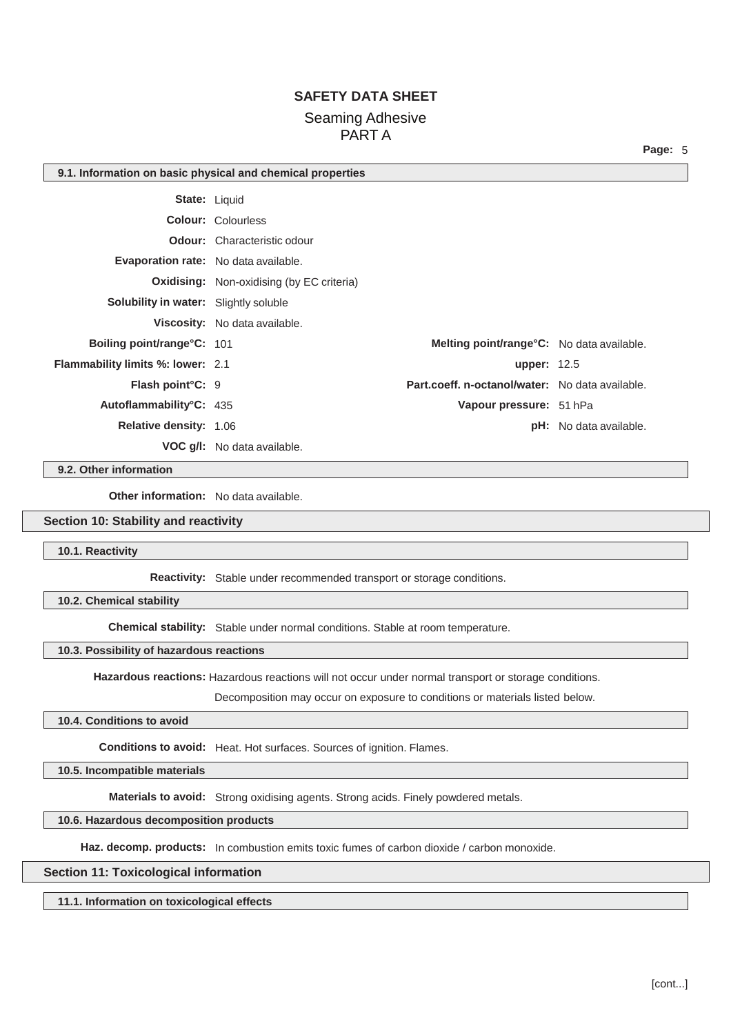# SAFETY DATA SHEET

## Seaming Adhesive PART A

### 9.1. Information on basic physical and chemical properties

**State:** Liquid

**Colour:** Colourless

**Odour:** Characteristic odour

**Evaporation rate:** No data available.

**Oxidising:** Non-oxidising (by EC criteria)

**Solubility in water:** Slightly soluble

**Viscosity:** No data available.

| | | | |
|---|---|---|---|
| **Boiling point/range°C:** | 101 | **Melting point/range°C:** | No data available. |
| **Flammability limits %: lower:** | 2.1 | **upper:** | 12.5 |
| **Flash point°C:** | 9 | **Part.coeff. n-octanol/water:** | No data available. |
| **Autoflammability°C:** | 435 | **Vapour pressure:** | 51 hPa |
| **Relative density:** | 1.06 | **pH:** | No data available. |

**VOC g/l:** No data available.

### 9.2. Other information

**Other information:** No data available.

## Section 10: Stability and reactivity

### 10.1. Reactivity

**Reactivity:** Stable under recommended transport or storage conditions.

### 10.2. Chemical stability

**Chemical stability:** Stable under normal conditions. Stable at room temperature.

### 10.3. Possibility of hazardous reactions

**Hazardous reactions:** Hazardous reactions will not occur under normal transport or storage conditions.

Decomposition may occur on exposure to conditions or materials listed below.

### 10.4. Conditions to avoid

**Conditions to avoid:** Heat. Hot surfaces. Sources of ignition. Flames.

### 10.5. Incompatible materials

**Materials to avoid:** Strong oxidising agents. Strong acids. Finely powdered metals.

### 10.6. Hazardous decomposition products

**Haz. decomp. products:** In combustion emits toxic fumes of carbon dioxide / carbon monoxide.

## Section 11: Toxicological information

### 11.1. Information on toxicological effects

[cont...]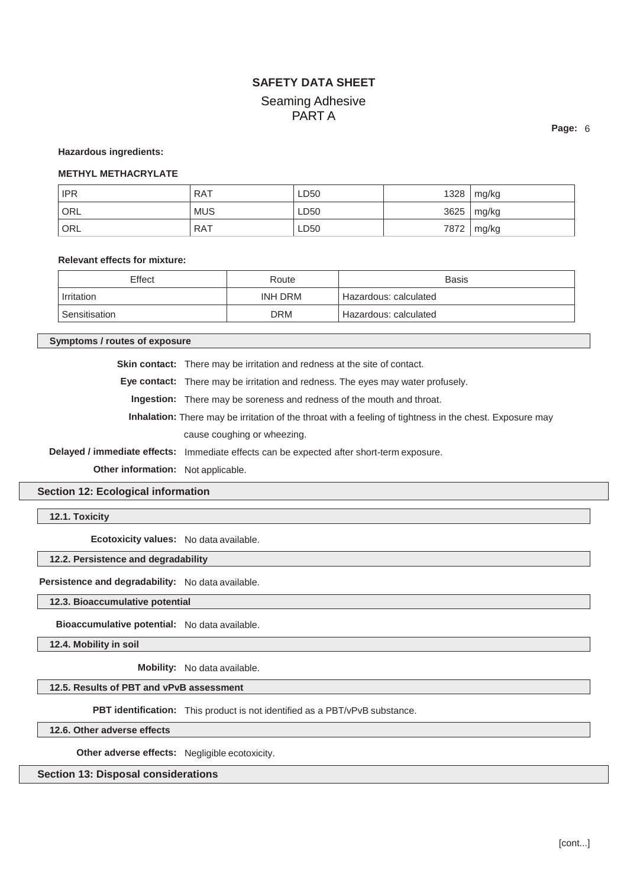**Hazardous ingredients:**

**METHYL METHACRYLATE**

| IPR | RAT | LD50 | 1328 | mg/kg |
|---|---|---|---|---|
| ORL | MUS | LD50 | 3625 | mg/kg |
| ORL | RAT | LD50 | 7872 | mg/kg |

**Relevant effects for mixture:**

| Effect | Route | Basis |
|---|---|---|
| Irritation | INH DRM | Hazardous: calculated |
| Sensitisation | DRM | Hazardous: calculated |

### Symptoms / routes of exposure

**Skin contact:** There may be irritation and redness at the site of contact.

**Eye contact:** There may be irritation and redness. The eyes may water profusely.

**Ingestion:** There may be soreness and redness of the mouth and throat.

**Inhalation:** There may be irritation of the throat with a feeling of tightness in the chest. Exposure may cause coughing or wheezing.

**Delayed / immediate effects:** Immediate effects can be expected after short-term exposure.

**Other information:** Not applicable.

## Section 12: Ecological information

### 12.1. Toxicity

**Ecotoxicity values:** No data available.

### 12.2. Persistence and degradability

**Persistence and degradability:** No data available.

### 12.3. Bioaccumulative potential

**Bioaccumulative potential:** No data available.

### 12.4. Mobility in soil

**Mobility:** No data available.

### 12.5. Results of PBT and vPvB assessment

**PBT identification:** This product is not identified as a PBT/vPvB substance.

### 12.6. Other adverse effects

**Other adverse effects:** Negligible ecotoxicity.

## Section 13: Disposal considerations

[cont...]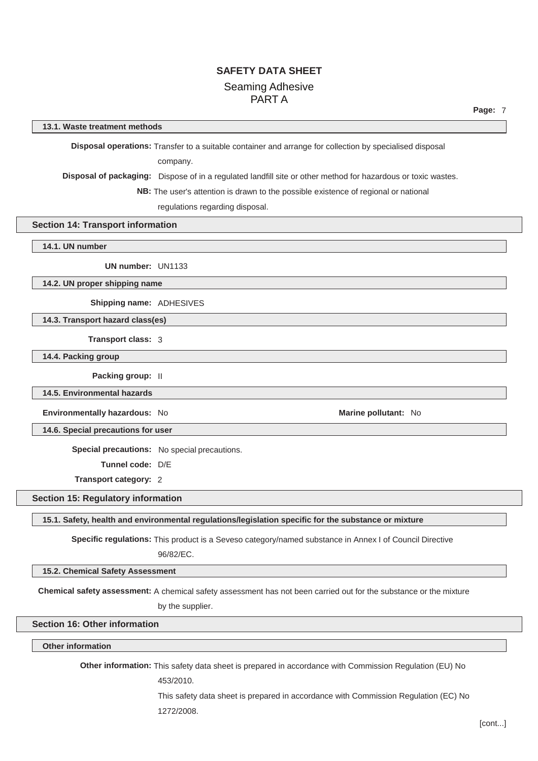### 13.1. Waste treatment methods

**Disposal operations:** Transfer to a suitable container and arrange for collection by specialised disposal company.

**Disposal of packaging:** Dispose of in a regulated landfill site or other method for hazardous or toxic wastes.

**NB:** The user's attention is drawn to the possible existence of regional or national regulations regarding disposal.

## Section 14: Transport information

### 14.1. UN number

**UN number:** UN1133

### 14.2. UN proper shipping name

**Shipping name:** ADHESIVES

### 14.3. Transport hazard class(es)

**Transport class:** 3

### 14.4. Packing group

**Packing group:** II

### 14.5. Environmental hazards

**Environmentally hazardous:** No

**Marine pollutant:** No

### 14.6. Special precautions for user

**Special precautions:** No special precautions.

**Tunnel code:** D/E

**Transport category:** 2

## Section 15: Regulatory information

### 15.1. Safety, health and environmental regulations/legislation specific for the substance or mixture

**Specific regulations:** This product is a Seveso category/named substance in Annex I of Council Directive 96/82/EC.

### 15.2. Chemical Safety Assessment

**Chemical safety assessment:** A chemical safety assessment has not been carried out for the substance or the mixture by the supplier.

## Section 16: Other information

### Other information

**Other information:** This safety data sheet is prepared in accordance with Commission Regulation (EU) No 453/2010.

This safety data sheet is prepared in accordance with Commission Regulation (EC) No 1272/2008.

[cont...]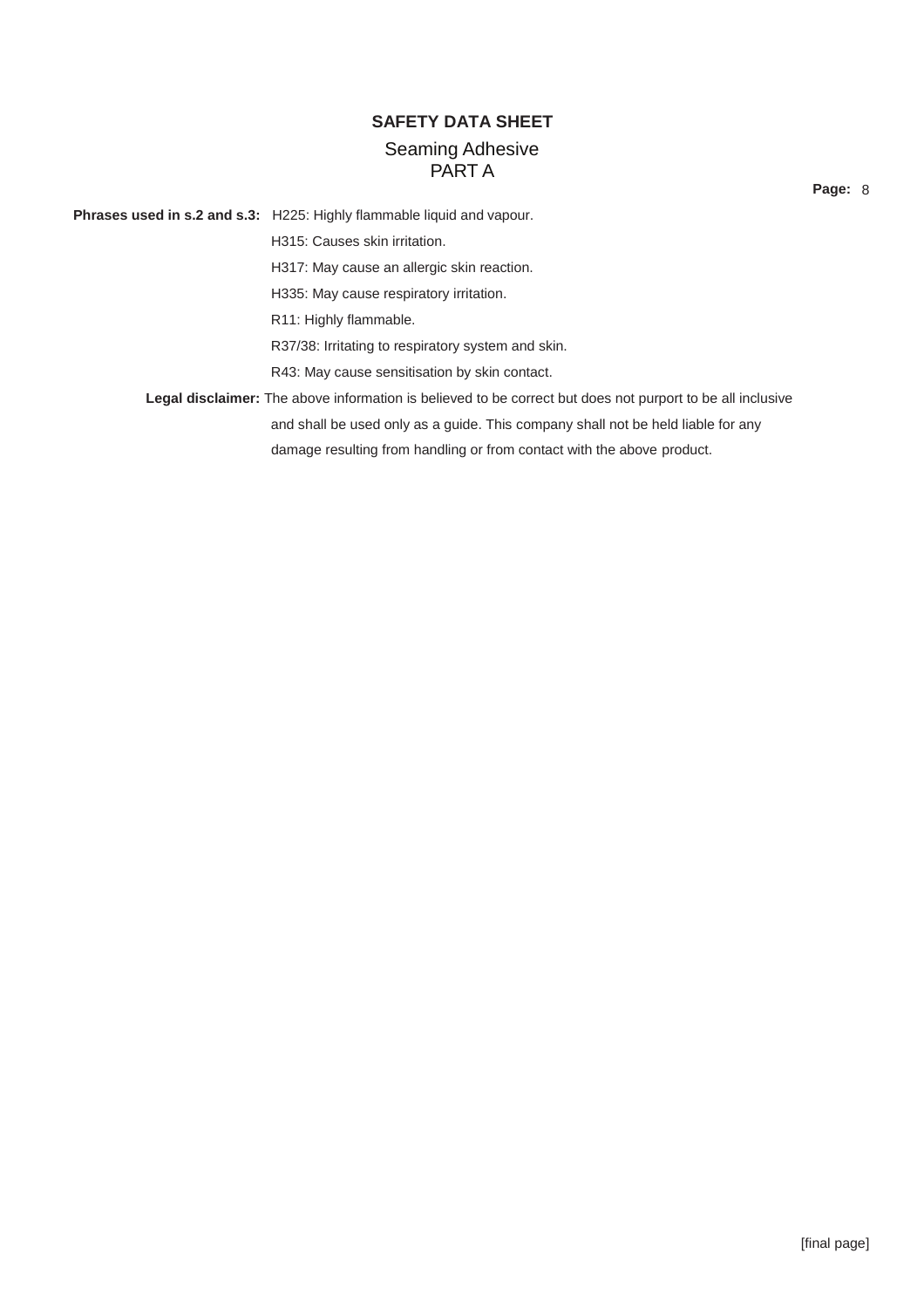**Phrases used in s.2 and s.3:** H225: Highly flammable liquid and vapour.

H315: Causes skin irritation.

H317: May cause an allergic skin reaction.

H335: May cause respiratory irritation.

R11: Highly flammable.

R37/38: Irritating to respiratory system and skin.

R43: May cause sensitisation by skin contact.

**Legal disclaimer:** The above information is believed to be correct but does not purport to be all inclusive and shall be used only as a guide. This company shall not be held liable for any damage resulting from handling or from contact with the above product.

[final page]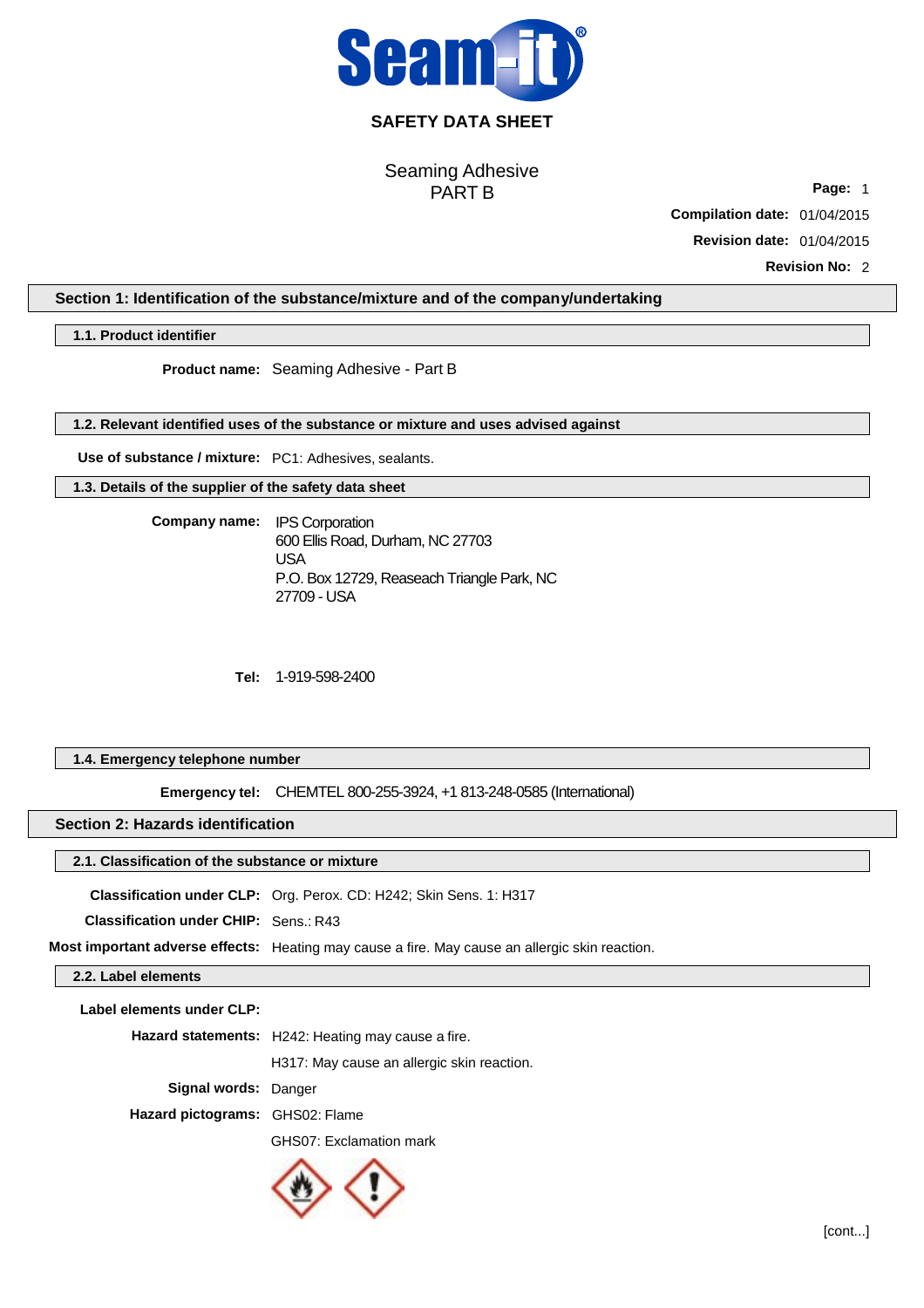Seam-it®

# SAFETY DATA SHEET

Seaming Adhesive
PART B

**Page:** 1

**Compilation date:** 01/04/2015

**Revision date:** 01/04/2015

**Revision No:** 2

## Section 1: Identification of the substance/mixture and of the company/undertaking

### 1.1. Product identifier

**Product name:** Seaming Adhesive - Part B

### 1.2. Relevant identified uses of the substance or mixture and uses advised against

**Use of substance / mixture:** PC1: Adhesives, sealants.

### 1.3. Details of the supplier of the safety data sheet

**Company name:** IPS Corporation
600 Ellis Road, Durham, NC 27703
USA
P.O. Box 12729, Reaseach Triangle Park, NC
27709 - USA

**Tel:** 1-919-598-2400

### 1.4. Emergency telephone number

**Emergency tel:** CHEMTEL 800-255-3924, +1 813-248-0585 (International)

## Section 2: Hazards identification

### 2.1. Classification of the substance or mixture

**Classification under CLP:** Org. Perox. CD: H242; Skin Sens. 1: H317

**Classification under CHIP:** Sens.: R43

**Most important adverse effects:** Heating may cause a fire. May cause an allergic skin reaction.

### 2.2. Label elements

**Label elements under CLP:**

**Hazard statements:** H242: Heating may cause a fire.

H317: May cause an allergic skin reaction.

**Signal words:** Danger

**Hazard pictograms:** GHS02: Flame

GHS07: Exclamation mark

[cont...]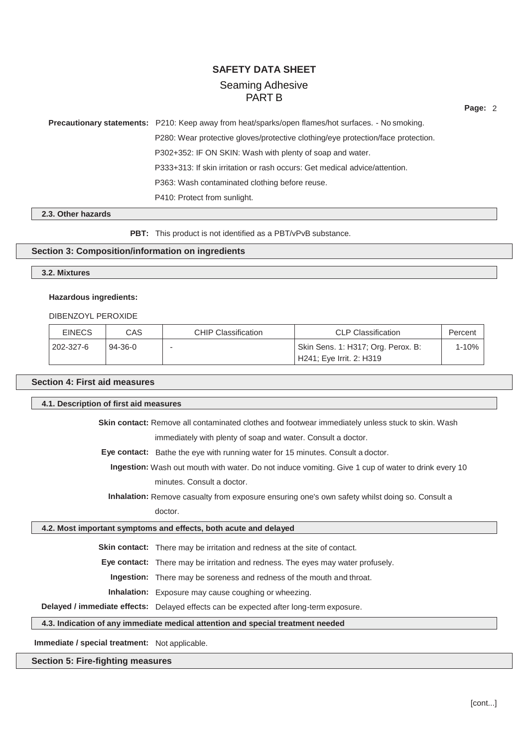**Precautionary statements:** P210: Keep away from heat/sparks/open flames/hot surfaces. - No smoking.

P280: Wear protective gloves/protective clothing/eye protection/face protection.

P302+352: IF ON SKIN: Wash with plenty of soap and water.

P333+313: If skin irritation or rash occurs: Get medical advice/attention.

P363: Wash contaminated clothing before reuse.

P410: Protect from sunlight.

### 2.3. Other hazards

**PBT:** This product is not identified as a PBT/vPvB substance.

## Section 3: Composition/information on ingredients

### 3.2. Mixtures

**Hazardous ingredients:**

DIBENZOYL PEROXIDE

| EINECS | CAS | CHIP Classification | CLP Classification | Percent |
|---|---|---|---|---|
| 202-327-6 | 94-36-0 | - | Skin Sens. 1: H317; Org. Perox. B: H241; Eye Irrit. 2: H319 | 1-10% |

## Section 4: First aid measures

### 4.1. Description of first aid measures

**Skin contact:** Remove all contaminated clothes and footwear immediately unless stuck to skin. Wash immediately with plenty of soap and water. Consult a doctor.

**Eye contact:** Bathe the eye with running water for 15 minutes. Consult a doctor.

**Ingestion:** Wash out mouth with water. Do not induce vomiting. Give 1 cup of water to drink every 10 minutes. Consult a doctor.

**Inhalation:** Remove casualty from exposure ensuring one's own safety whilst doing so. Consult a doctor.

### 4.2. Most important symptoms and effects, both acute and delayed

**Skin contact:** There may be irritation and redness at the site of contact.

**Eye contact:** There may be irritation and redness. The eyes may water profusely.

**Ingestion:** There may be soreness and redness of the mouth and throat.

**Inhalation:** Exposure may cause coughing or wheezing.

**Delayed / immediate effects:** Delayed effects can be expected after long-term exposure.

### 4.3. Indication of any immediate medical attention and special treatment needed

**Immediate / special treatment:** Not applicable.

## Section 5: Fire-fighting measures

[cont...]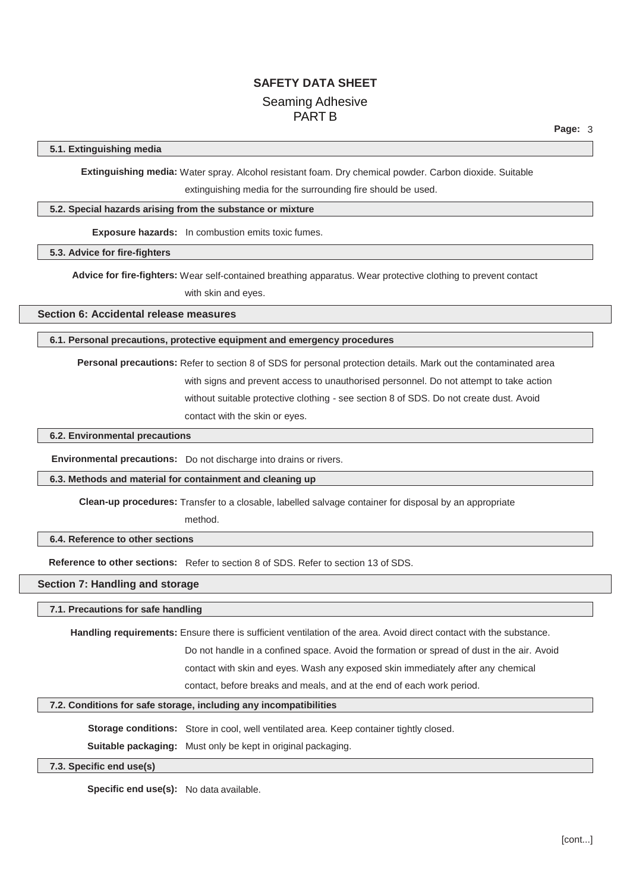### 5.1. Extinguishing media

**Extinguishing media:** Water spray. Alcohol resistant foam. Dry chemical powder. Carbon dioxide. Suitable extinguishing media for the surrounding fire should be used.

### 5.2. Special hazards arising from the substance or mixture

**Exposure hazards:** In combustion emits toxic fumes.

### 5.3. Advice for fire-fighters

**Advice for fire-fighters:** Wear self-contained breathing apparatus. Wear protective clothing to prevent contact with skin and eyes.

## Section 6: Accidental release measures

### 6.1. Personal precautions, protective equipment and emergency procedures

**Personal precautions:** Refer to section 8 of SDS for personal protection details. Mark out the contaminated area with signs and prevent access to unauthorised personnel. Do not attempt to take action without suitable protective clothing - see section 8 of SDS. Do not create dust. Avoid contact with the skin or eyes.

### 6.2. Environmental precautions

**Environmental precautions:** Do not discharge into drains or rivers.

### 6.3. Methods and material for containment and cleaning up

**Clean-up procedures:** Transfer to a closable, labelled salvage container for disposal by an appropriate method.

### 6.4. Reference to other sections

**Reference to other sections:** Refer to section 8 of SDS. Refer to section 13 of SDS.

## Section 7: Handling and storage

### 7.1. Precautions for safe handling

**Handling requirements:** Ensure there is sufficient ventilation of the area. Avoid direct contact with the substance. Do not handle in a confined space. Avoid the formation or spread of dust in the air. Avoid contact with skin and eyes. Wash any exposed skin immediately after any chemical contact, before breaks and meals, and at the end of each work period.

### 7.2. Conditions for safe storage, including any incompatibilities

**Storage conditions:** Store in cool, well ventilated area. Keep container tightly closed.

**Suitable packaging:** Must only be kept in original packaging.

### 7.3. Specific end use(s)

**Specific end use(s):** No data available.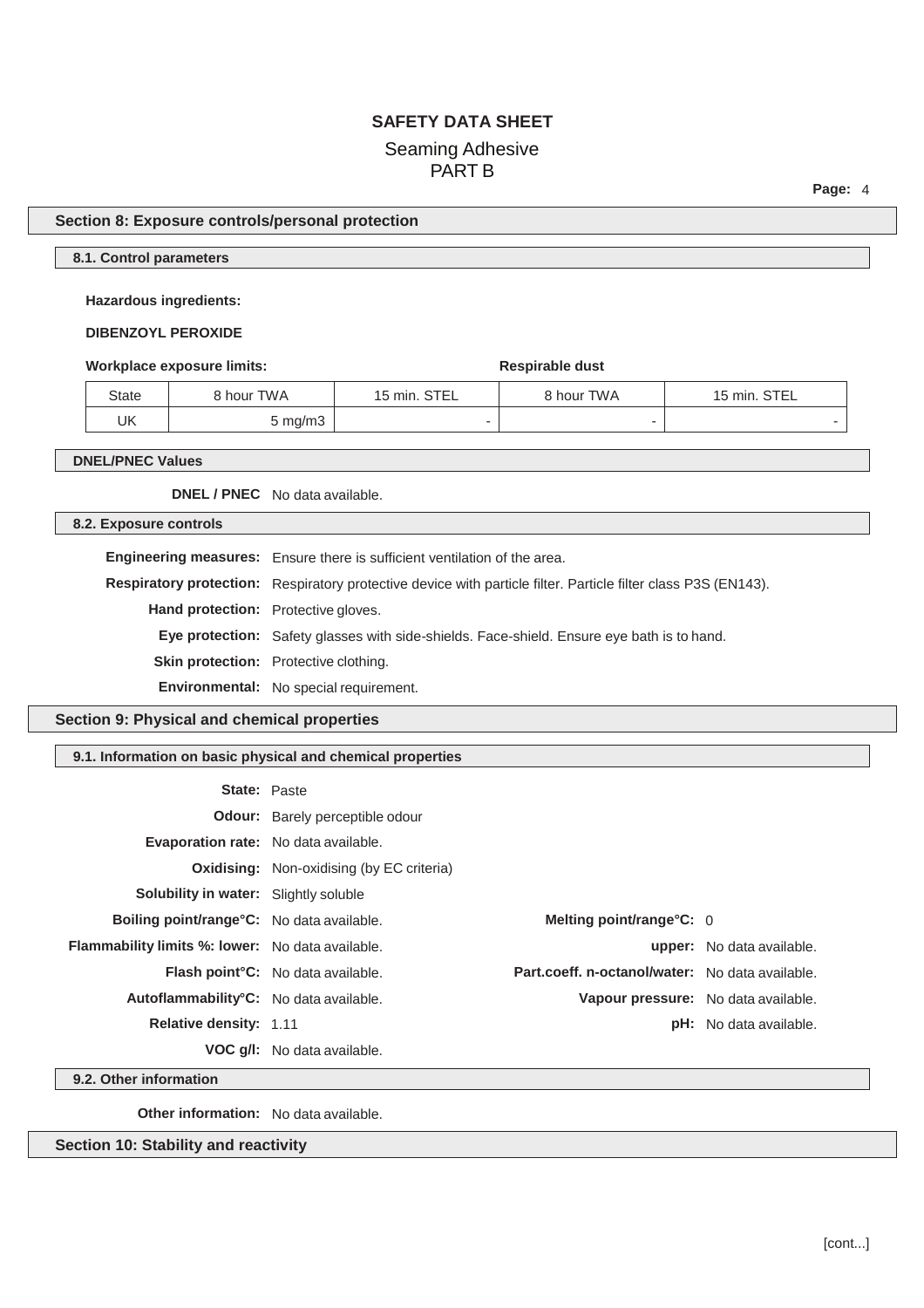## Section 8: Exposure controls/personal protection

### 8.1. Control parameters

**Hazardous ingredients:**

**DIBENZOYL PEROXIDE**

| Workplace exposure limits: | | | Respirable dust | |
|---|---|---|---|---|
| State | 8 hour TWA | 15 min. STEL | 8 hour TWA | 15 min. STEL |
| UK | 5 mg/m3 | - | - | - |

### DNEL/PNEC Values

**DNEL / PNEC** No data available.

### 8.2. Exposure controls

**Engineering measures:** Ensure there is sufficient ventilation of the area.

**Respiratory protection:** Respiratory protective device with particle filter. Particle filter class P3S (EN143).

**Hand protection:** Protective gloves.

**Eye protection:** Safety glasses with side-shields. Face-shield. Ensure eye bath is to hand.

**Skin protection:** Protective clothing.

**Environmental:** No special requirement.

## Section 9: Physical and chemical properties

### 9.1. Information on basic physical and chemical properties

**State:** Paste

**Odour:** Barely perceptible odour

**Evaporation rate:** No data available.

**Oxidising:** Non-oxidising (by EC criteria)

**Solubility in water:** Slightly soluble

**Boiling point/range°C:** No data available.

**Melting point/range°C:** 0

**Flammability limits %: lower:** No data available.

**upper:** No data available.

**Flash point°C:** No data available.

**Part.coeff. n-octanol/water:** No data available.

**Autoflammability°C:** No data available.

**Vapour pressure:** No data available.

**Relative density:** 1.11

**pH:** No data available.

**VOC g/l:** No data available.

### 9.2. Other information

**Other information:** No data available.

## Section 10: Stability and reactivity

[cont...]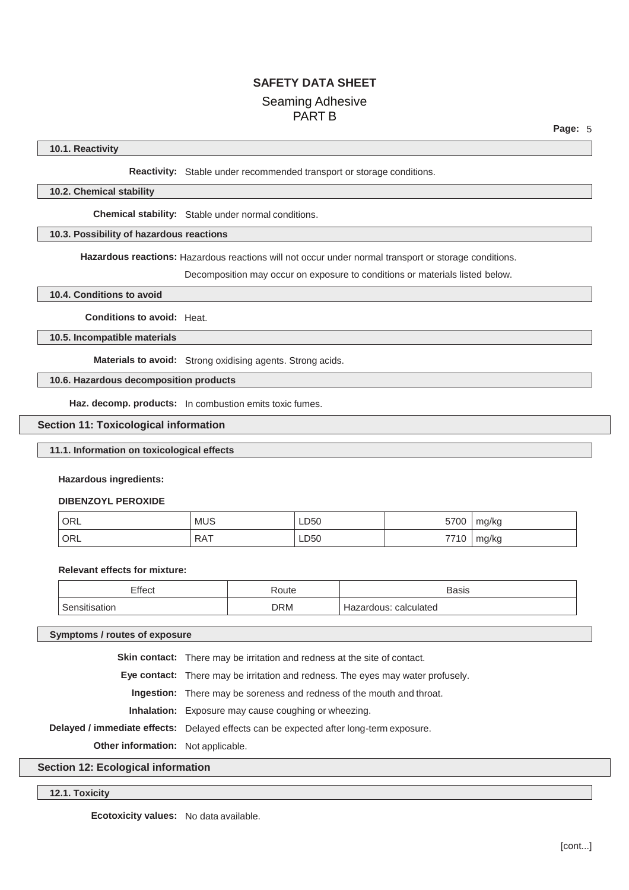### 10.1. Reactivity

**Reactivity:** Stable under recommended transport or storage conditions.

### 10.2. Chemical stability

**Chemical stability:** Stable under normal conditions.

### 10.3. Possibility of hazardous reactions

**Hazardous reactions:** Hazardous reactions will not occur under normal transport or storage conditions.

Decomposition may occur on exposure to conditions or materials listed below.

### 10.4. Conditions to avoid

**Conditions to avoid:** Heat.

### 10.5. Incompatible materials

**Materials to avoid:** Strong oxidising agents. Strong acids.

### 10.6. Hazardous decomposition products

**Haz. decomp. products:** In combustion emits toxic fumes.

## Section 11: Toxicological information

### 11.1. Information on toxicological effects

**Hazardous ingredients:**

**DIBENZOYL PEROXIDE**

| | | | | |
|---|---|---|---|---|
| ORL | MUS | LD50 | 5700 | mg/kg |
| ORL | RAT | LD50 | 7710 | mg/kg |

**Relevant effects for mixture:**

| Effect | Route | Basis |
|---|---|---|
| Sensitisation | DRM | Hazardous: calculated |

### Symptoms / routes of exposure

**Skin contact:** There may be irritation and redness at the site of contact.

**Eye contact:** There may be irritation and redness. The eyes may water profusely.

**Ingestion:** There may be soreness and redness of the mouth and throat.

**Inhalation:** Exposure may cause coughing or wheezing.

**Delayed / immediate effects:** Delayed effects can be expected after long-term exposure.

**Other information:** Not applicable.

## Section 12: Ecological information

### 12.1. Toxicity

**Ecotoxicity values:** No data available.

[cont...]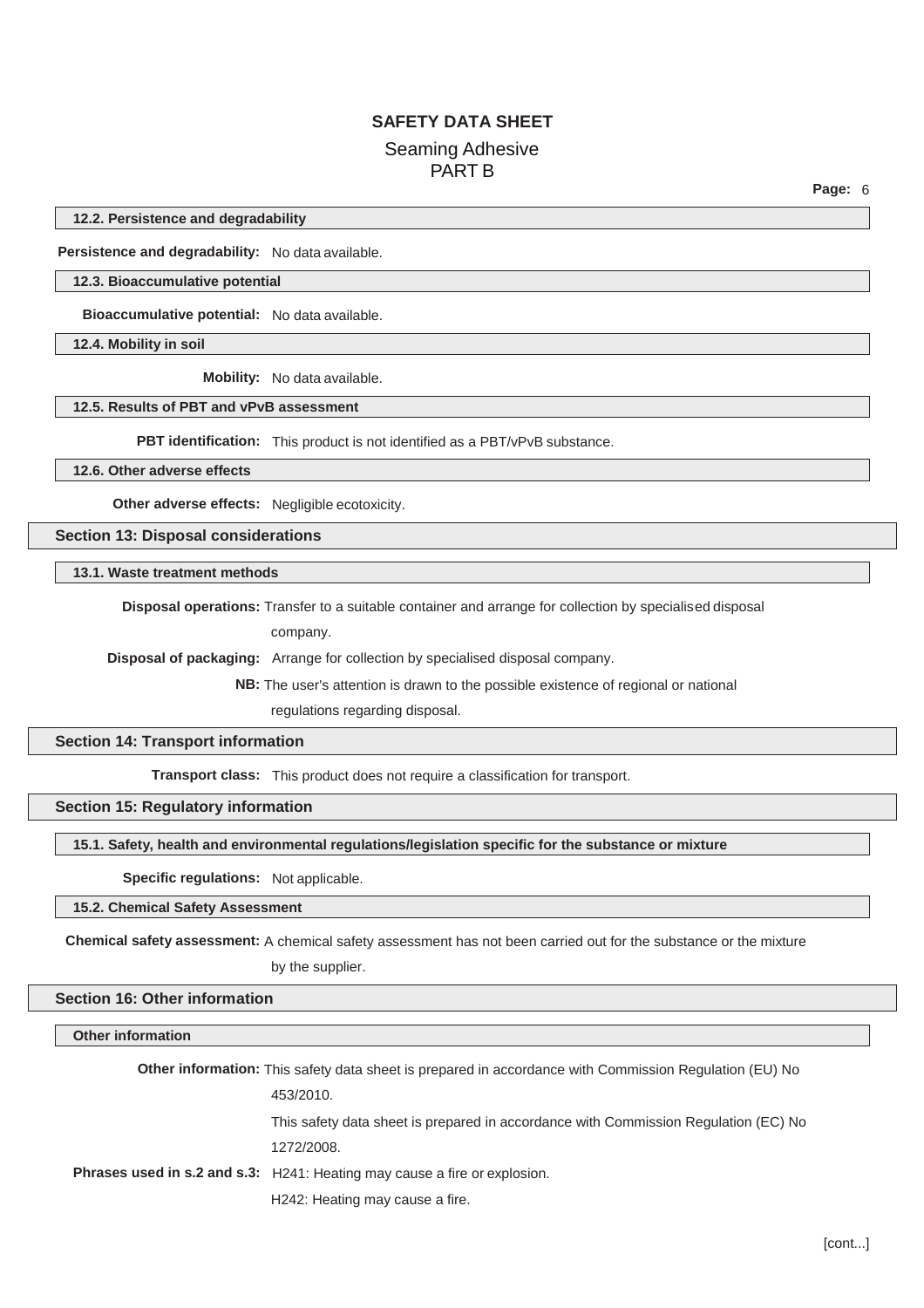#### 12.2. Persistence and degradability

**Persistence and degradability:** No data available.

#### 12.3. Bioaccumulative potential

**Bioaccumulative potential:** No data available.

#### 12.4. Mobility in soil

**Mobility:** No data available.

#### 12.5. Results of PBT and vPvB assessment

**PBT identification:** This product is not identified as a PBT/vPvB substance.

#### 12.6. Other adverse effects

**Other adverse effects:** Negligible ecotoxicity.

### Section 13: Disposal considerations

#### 13.1. Waste treatment methods

**Disposal operations:** Transfer to a suitable container and arrange for collection by specialised disposal company.

**Disposal of packaging:** Arrange for collection by specialised disposal company.

**NB:** The user's attention is drawn to the possible existence of regional or national regulations regarding disposal.

### Section 14: Transport information

**Transport class:** This product does not require a classification for transport.

### Section 15: Regulatory information

#### 15.1. Safety, health and environmental regulations/legislation specific for the substance or mixture

**Specific regulations:** Not applicable.

#### 15.2. Chemical Safety Assessment

**Chemical safety assessment:** A chemical safety assessment has not been carried out for the substance or the mixture by the supplier.

### Section 16: Other information

#### Other information

**Other information:** This safety data sheet is prepared in accordance with Commission Regulation (EU) No 453/2010.

This safety data sheet is prepared in accordance with Commission Regulation (EC) No 1272/2008.

**Phrases used in s.2 and s.3:** H241: Heating may cause a fire or explosion.

H242: Heating may cause a fire.

[cont...]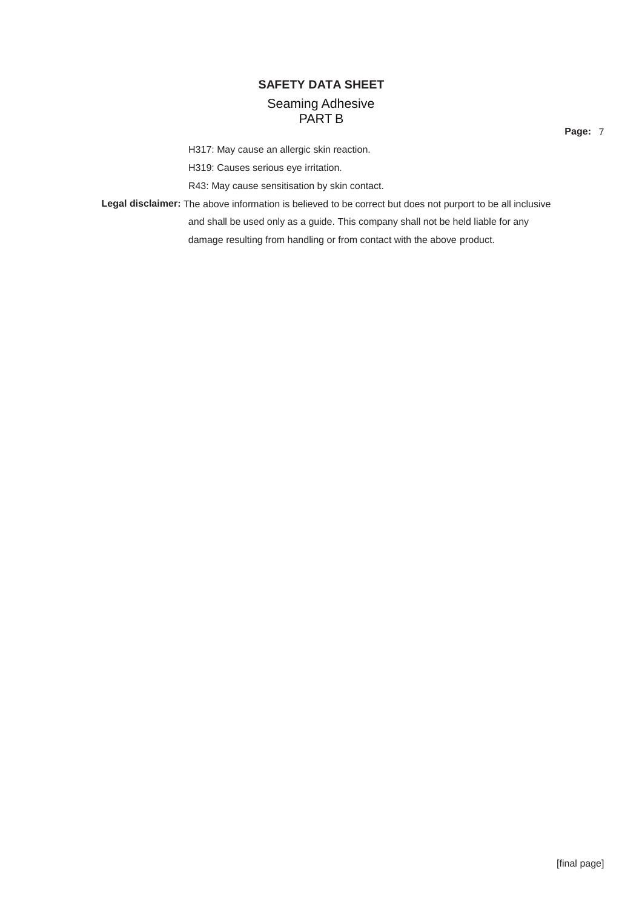H317: May cause an allergic skin reaction.

H319: Causes serious eye irritation.

R43: May cause sensitisation by skin contact.

**Legal disclaimer:** The above information is believed to be correct but does not purport to be all inclusive and shall be used only as a guide. This company shall not be held liable for any damage resulting from handling or from contact with the above product.

[final page]